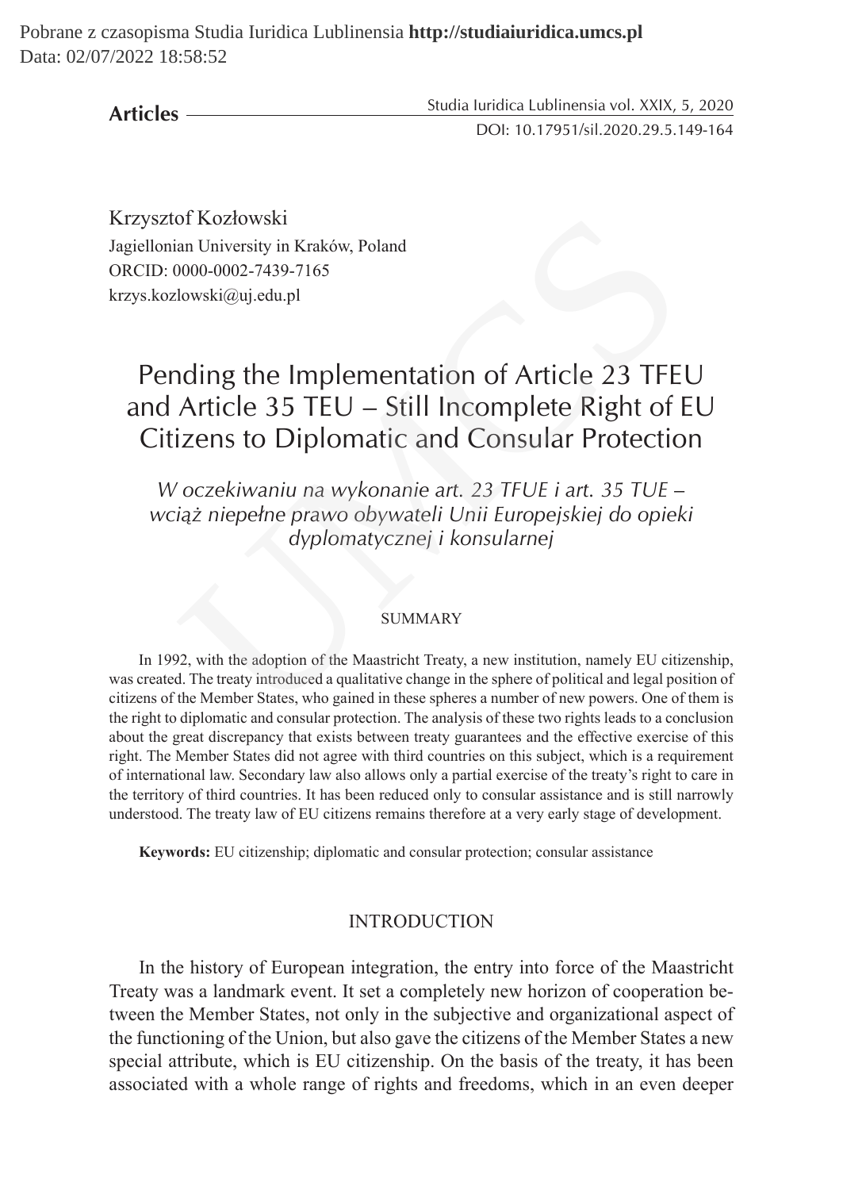Krzysztof Kozłowski
Jagiellonian University in Kraków, Poland
ORCID: 0000-0002-7439-7165
krzys.kozlowski@uj.edu.pl

# Pending the Implementation of Article 23 TFEU and Article 35 TEU – Still Incomplete Right of EU Citizens to Diplomatic and Consular Protection

*W oczekiwaniu na wykonanie art. 23 TFUE i art. 35 TUE – wciąż niepełne prawo obywateli Unii Europejskiej do opieki dyplomatycznej i konsularnej*

## SUMMARY

In 1992, with the adoption of the Maastricht Treaty, a new institution, namely EU citizenship, was created. The treaty introduced a qualitative change in the sphere of political and legal position of citizens of the Member States, who gained in these spheres a number of new powers. One of them is the right to diplomatic and consular protection. The analysis of these two rights leads to a conclusion about the great discrepancy that exists between treaty guarantees and the effective exercise of this right. The Member States did not agree with third countries on this subject, which is a requirement of international law. Secondary law also allows only a partial exercise of the treaty's right to care in the territory of third countries. It has been reduced only to consular assistance and is still narrowly understood. The treaty law of EU citizens remains therefore at a very early stage of development.

**Keywords:** EU citizenship; diplomatic and consular protection; consular assistance

## INTRODUCTION

In the history of European integration, the entry into force of the Maastricht Treaty was a landmark event. It set a completely new horizon of cooperation between the Member States, not only in the subjective and organizational aspect of the functioning of the Union, but also gave the citizens of the Member States a new special attribute, which is EU citizenship. On the basis of the treaty, it has been associated with a whole range of rights and freedoms, which in an even deeper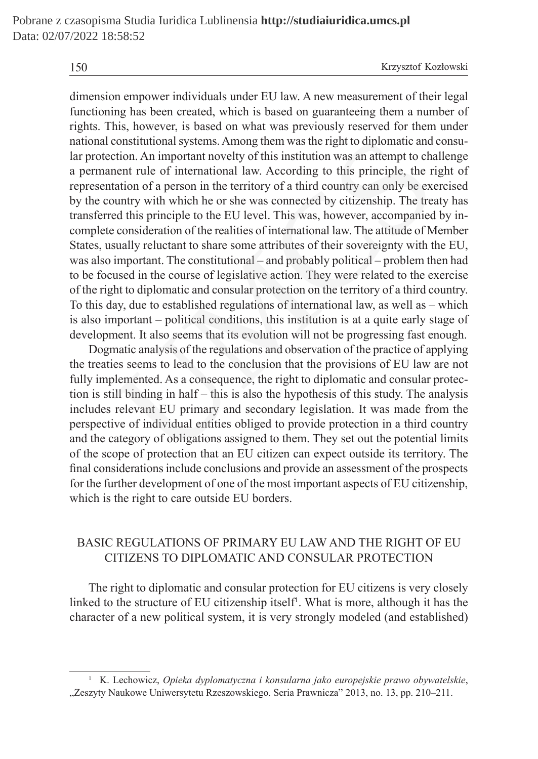dimension empower individuals under EU law. A new measurement of their legal functioning has been created, which is based on guaranteeing them a number of rights. This, however, is based on what was previously reserved for them under national constitutional systems. Among them was the right to diplomatic and consular protection. An important novelty of this institution was an attempt to challenge a permanent rule of international law. According to this principle, the right of representation of a person in the territory of a third country can only be exercised by the country with which he or she was connected by citizenship. The treaty has transferred this principle to the EU level. This was, however, accompanied by incomplete consideration of the realities of international law. The attitude of Member States, usually reluctant to share some attributes of their sovereignty with the EU, was also important. The constitutional – and probably political – problem then had to be focused in the course of legislative action. They were related to the exercise of the right to diplomatic and consular protection on the territory of a third country. To this day, due to established regulations of international law, as well as – which is also important – political conditions, this institution is at a quite early stage of development. It also seems that its evolution will not be progressing fast enough.

Dogmatic analysis of the regulations and observation of the practice of applying the treaties seems to lead to the conclusion that the provisions of EU law are not fully implemented. As a consequence, the right to diplomatic and consular protection is still binding in half – this is also the hypothesis of this study. The analysis includes relevant EU primary and secondary legislation. It was made from the perspective of individual entities obliged to provide protection in a third country and the category of obligations assigned to them. They set out the potential limits of the scope of protection that an EU citizen can expect outside its territory. The final considerations include conclusions and provide an assessment of the prospects for the further development of one of the most important aspects of EU citizenship, which is the right to care outside EU borders.

## BASIC REGULATIONS OF PRIMARY EU LAW AND THE RIGHT OF EU CITIZENS TO DIPLOMATIC AND CONSULAR PROTECTION

The right to diplomatic and consular protection for EU citizens is very closely linked to the structure of EU citizenship itself[1]. What is more, although it has the character of a new political system, it is very strongly modeled (and established)

---

[1] K. Lechowicz, *Opieka dyplomatyczna i konsularna jako europejskie prawo obywatelskie*, „Zeszyty Naukowe Uniwersytetu Rzeszowskiego. Seria Prawnicza" 2013, no. 13, pp. 210–211.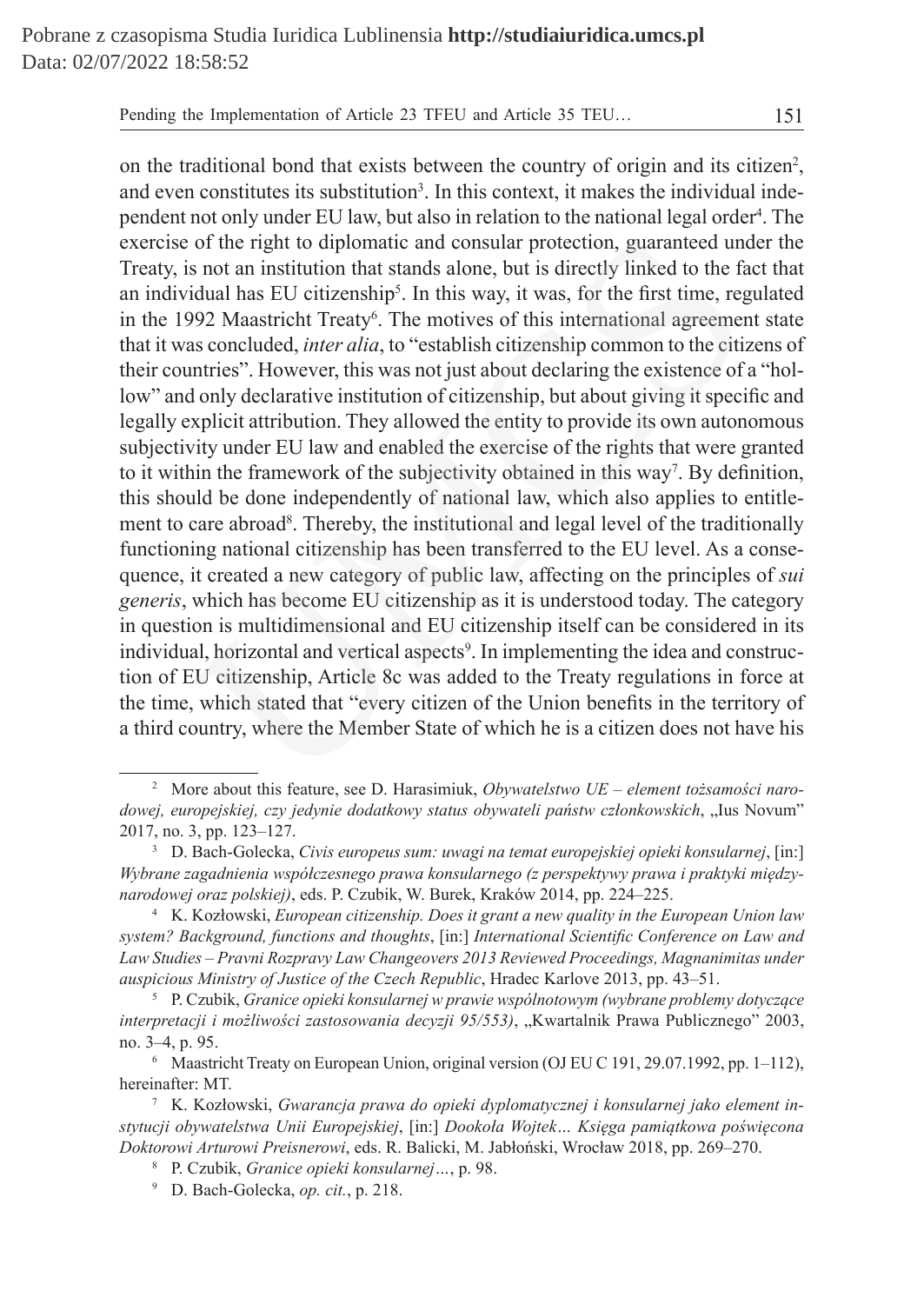on the traditional bond that exists between the country of origin and its citizen[2], and even constitutes its substitution[3]. In this context, it makes the individual independent not only under EU law, but also in relation to the national legal order[4]. The exercise of the right to diplomatic and consular protection, guaranteed under the Treaty, is not an institution that stands alone, but is directly linked to the fact that an individual has EU citizenship[5]. In this way, it was, for the first time, regulated in the 1992 Maastricht Treaty[6]. The motives of this international agreement state that it was concluded, *inter alia*, to "establish citizenship common to the citizens of their countries". However, this was not just about declaring the existence of a "hollow" and only declarative institution of citizenship, but about giving it specific and legally explicit attribution. They allowed the entity to provide its own autonomous subjectivity under EU law and enabled the exercise of the rights that were granted to it within the framework of the subjectivity obtained in this way[7]. By definition, this should be done independently of national law, which also applies to entitlement to care abroad[8]. Thereby, the institutional and legal level of the traditionally functioning national citizenship has been transferred to the EU level. As a consequence, it created a new category of public law, affecting on the principles of *sui generis*, which has become EU citizenship as it is understood today. The category in question is multidimensional and EU citizenship itself can be considered in its individual, horizontal and vertical aspects[9]. In implementing the idea and construction of EU citizenship, Article 8c was added to the Treaty regulations in force at the time, which stated that "every citizen of the Union benefits in the territory of a third country, where the Member State of which he is a citizen does not have his

---

[2] More about this feature, see D. Harasimiuk, *Obywatelstwo UE – element tożsamości narodowej, europejskiej, czy jedynie dodatkowy status obywateli państw członkowskich*, „Ius Novum" 2017, no. 3, pp. 123–127.

[3] D. Bach-Golecka, *Civis europeus sum: uwagi na temat europejskiej opieki konsularnej*, [in:] *Wybrane zagadnienia współczesnego prawa konsularnego (z perspektywy prawa i praktyki międzynarodowej oraz polskiej)*, eds. P. Czubik, W. Burek, Kraków 2014, pp. 224–225.

[4] K. Kozłowski, *European citizenship. Does it grant a new quality in the European Union law system? Background, functions and thoughts*, [in:] *International Scientific Conference on Law and Law Studies – Pravni Rozpravy Law Changeovers 2013 Reviewed Proceedings, Magnanimitas under auspicious Ministry of Justice of the Czech Republic*, Hradec Karlove 2013, pp. 43–51.

[5] P. Czubik, *Granice opieki konsularnej w prawie wspólnotowym (wybrane problemy dotyczące interpretacji i możliwości zastosowania decyzji 95/553)*, „Kwartalnik Prawa Publicznego" 2003, no. 3–4, p. 95.

[6] Maastricht Treaty on European Union, original version (OJ EU C 191, 29.07.1992, pp. 1–112), hereinafter: MT.

[7] K. Kozłowski, *Gwarancja prawa do opieki dyplomatycznej i konsularnej jako element instytucji obywatelstwa Unii Europejskiej*, [in:] *Dookoła Wojtek… Księga pamiątkowa poświęcona Doktorowi Arturowi Preisnerowi*, eds. R. Balicki, M. Jabłoński, Wrocław 2018, pp. 269–270.

[8] P. Czubik, *Granice opieki konsularnej…*, p. 98.

[9] D. Bach-Golecka, *op. cit.*, p. 218.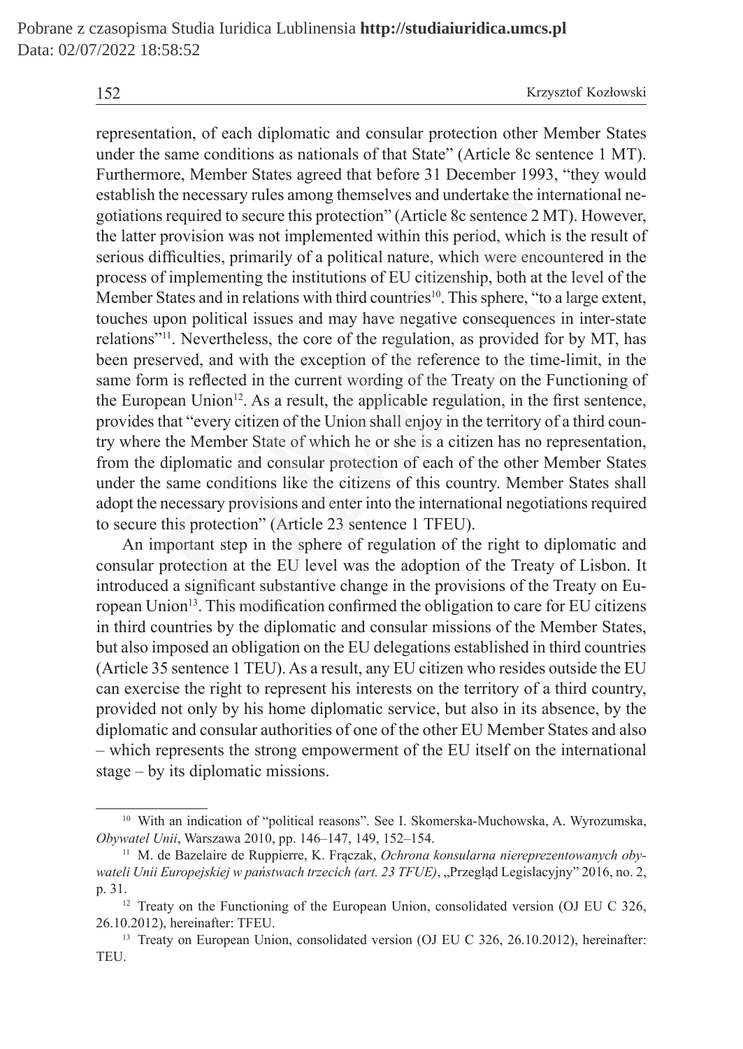representation, of each diplomatic and consular protection other Member States under the same conditions as nationals of that State" (Article 8c sentence 1 MT). Furthermore, Member States agreed that before 31 December 1993, "they would establish the necessary rules among themselves and undertake the international negotiations required to secure this protection" (Article 8c sentence 2 MT). However, the latter provision was not implemented within this period, which is the result of serious difficulties, primarily of a political nature, which were encountered in the process of implementing the institutions of EU citizenship, both at the level of the Member States and in relations with third countries[10]. This sphere, "to a large extent, touches upon political issues and may have negative consequences in inter-state relations"[11]. Nevertheless, the core of the regulation, as provided for by MT, has been preserved, and with the exception of the reference to the time-limit, in the same form is reflected in the current wording of the Treaty on the Functioning of the European Union[12]. As a result, the applicable regulation, in the first sentence, provides that "every citizen of the Union shall enjoy in the territory of a third country where the Member State of which he or she is a citizen has no representation, from the diplomatic and consular protection of each of the other Member States under the same conditions like the citizens of this country. Member States shall adopt the necessary provisions and enter into the international negotiations required to secure this protection" (Article 23 sentence 1 TFEU).

An important step in the sphere of regulation of the right to diplomatic and consular protection at the EU level was the adoption of the Treaty of Lisbon. It introduced a significant substantive change in the provisions of the Treaty on European Union[13]. This modification confirmed the obligation to care for EU citizens in third countries by the diplomatic and consular missions of the Member States, but also imposed an obligation on the EU delegations established in third countries (Article 35 sentence 1 TEU). As a result, any EU citizen who resides outside the EU can exercise the right to represent his interests on the territory of a third country, provided not only by his home diplomatic service, but also in its absence, by the diplomatic and consular authorities of one of the other EU Member States and also – which represents the strong empowerment of the EU itself on the international stage – by its diplomatic missions.

---

[10] With an indication of "political reasons". See I. Skomerska-Muchowska, A. Wyrozumska, *Obywatel Unii*, Warszawa 2010, pp. 146–147, 149, 152–154.

[11] M. de Bazelaire de Ruppierre, K. Frączak, *Ochrona konsularna niereprezentowanych obywateli Unii Europejskiej w państwach trzecich (art. 23 TFUE)*, „Przegląd Legislacyjny" 2016, no. 2, p. 31.

[12] Treaty on the Functioning of the European Union, consolidated version (OJ EU C 326, 26.10.2012), hereinafter: TFEU.

[13] Treaty on European Union, consolidated version (OJ EU C 326, 26.10.2012), hereinafter: TEU.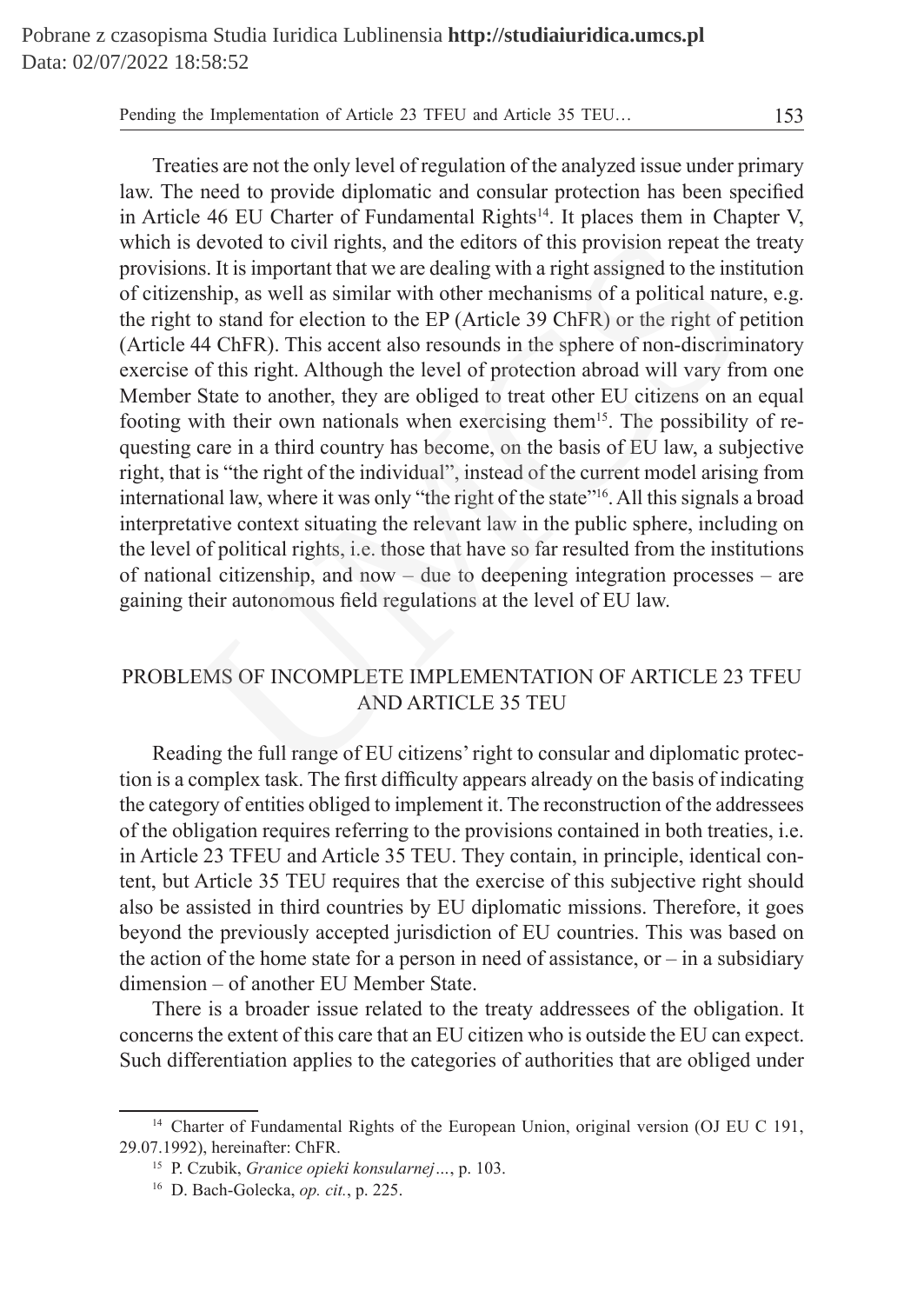Treaties are not the only level of regulation of the analyzed issue under primary law. The need to provide diplomatic and consular protection has been specified in Article 46 EU Charter of Fundamental Rights[14]. It places them in Chapter V, which is devoted to civil rights, and the editors of this provision repeat the treaty provisions. It is important that we are dealing with a right assigned to the institution of citizenship, as well as similar with other mechanisms of a political nature, e.g. the right to stand for election to the EP (Article 39 ChFR) or the right of petition (Article 44 ChFR). This accent also resounds in the sphere of non-discriminatory exercise of this right. Although the level of protection abroad will vary from one Member State to another, they are obliged to treat other EU citizens on an equal footing with their own nationals when exercising them[15]. The possibility of requesting care in a third country has become, on the basis of EU law, a subjective right, that is "the right of the individual", instead of the current model arising from international law, where it was only "the right of the state"[16]. All this signals a broad interpretative context situating the relevant law in the public sphere, including on the level of political rights, i.e. those that have so far resulted from the institutions of national citizenship, and now – due to deepening integration processes – are gaining their autonomous field regulations at the level of EU law.

## PROBLEMS OF INCOMPLETE IMPLEMENTATION OF ARTICLE 23 TFEU AND ARTICLE 35 TEU

Reading the full range of EU citizens' right to consular and diplomatic protection is a complex task. The first difficulty appears already on the basis of indicating the category of entities obliged to implement it. The reconstruction of the addressees of the obligation requires referring to the provisions contained in both treaties, i.e. in Article 23 TFEU and Article 35 TEU. They contain, in principle, identical content, but Article 35 TEU requires that the exercise of this subjective right should also be assisted in third countries by EU diplomatic missions. Therefore, it goes beyond the previously accepted jurisdiction of EU countries. This was based on the action of the home state for a person in need of assistance, or – in a subsidiary dimension – of another EU Member State.

There is a broader issue related to the treaty addressees of the obligation. It concerns the extent of this care that an EU citizen who is outside the EU can expect. Such differentiation applies to the categories of authorities that are obliged under

---

[14] Charter of Fundamental Rights of the European Union, original version (OJ EU C 191, 29.07.1992), hereinafter: ChFR.

[15] P. Czubik, *Granice opieki konsularnej…*, p. 103.

[16] D. Bach-Golecka, *op. cit.*, p. 225.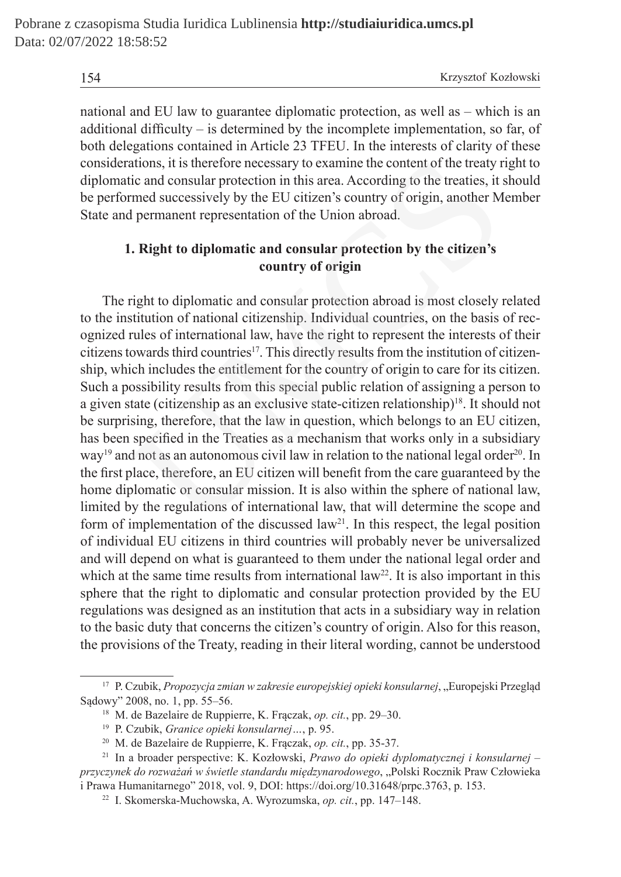national and EU law to guarantee diplomatic protection, as well as – which is an additional difficulty – is determined by the incomplete implementation, so far, of both delegations contained in Article 23 TFEU. In the interests of clarity of these considerations, it is therefore necessary to examine the content of the treaty right to diplomatic and consular protection in this area. According to the treaties, it should be performed successively by the EU citizen's country of origin, another Member State and permanent representation of the Union abroad.

## 1. Right to diplomatic and consular protection by the citizen's country of origin

The right to diplomatic and consular protection abroad is most closely related to the institution of national citizenship. Individual countries, on the basis of recognized rules of international law, have the right to represent the interests of their citizens towards third countries[17]. This directly results from the institution of citizenship, which includes the entitlement for the country of origin to care for its citizen. Such a possibility results from this special public relation of assigning a person to a given state (citizenship as an exclusive state-citizen relationship)[18]. It should not be surprising, therefore, that the law in question, which belongs to an EU citizen, has been specified in the Treaties as a mechanism that works only in a subsidiary way[19] and not as an autonomous civil law in relation to the national legal order[20]. In the first place, therefore, an EU citizen will benefit from the care guaranteed by the home diplomatic or consular mission. It is also within the sphere of national law, limited by the regulations of international law, that will determine the scope and form of implementation of the discussed law[21]. In this respect, the legal position of individual EU citizens in third countries will probably never be universalized and will depend on what is guaranteed to them under the national legal order and which at the same time results from international law[22]. It is also important in this sphere that the right to diplomatic and consular protection provided by the EU regulations was designed as an institution that acts in a subsidiary way in relation to the basic duty that concerns the citizen's country of origin. Also for this reason, the provisions of the Treaty, reading in their literal wording, cannot be understood

---

[17] P. Czubik, *Propozycja zmian w zakresie europejskiej opieki konsularnej*, „Europejski Przegląd Sądowy" 2008, no. 1, pp. 55–56.

[18] M. de Bazelaire de Ruppierre, K. Frączak, *op. cit.*, pp. 29–30.

[19] P. Czubik, *Granice opieki konsularnej…*, p. 95.

[20] M. de Bazelaire de Ruppierre, K. Frączak, *op. cit.*, pp. 35-37.

[21] In a broader perspective: K. Kozłowski, *Prawo do opieki dyplomatycznej i konsularnej – przyczynek do rozważań w świetle standardu międzynarodowego*, „Polski Rocznik Praw Człowieka i Prawa Humanitarnego" 2018, vol. 9, DOI: https://doi.org/10.31648/prpc.3763, p. 153.

[22] I. Skomerska-Muchowska, A. Wyrozumska, *op. cit.*, pp. 147–148.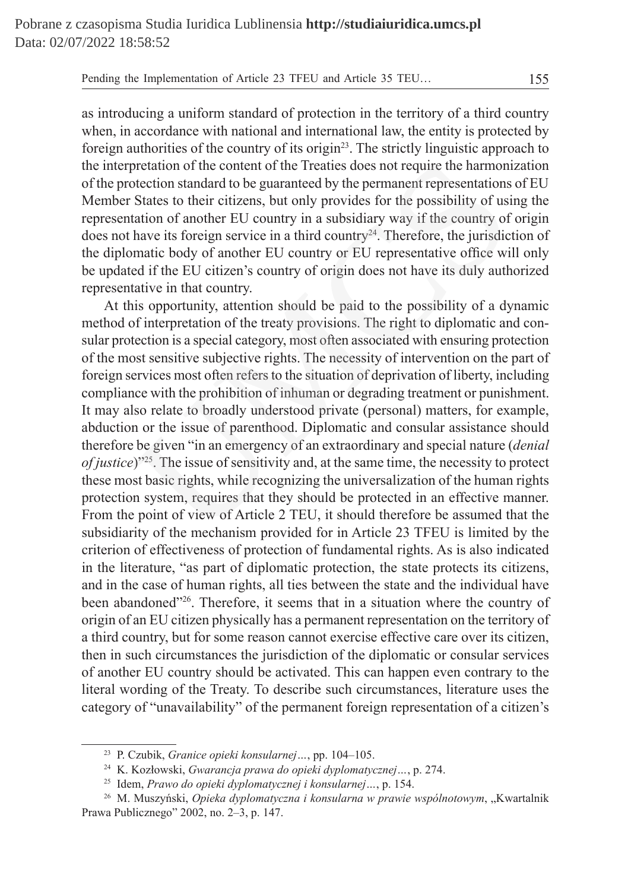as introducing a uniform standard of protection in the territory of a third country when, in accordance with national and international law, the entity is protected by foreign authorities of the country of its origin[23]. The strictly linguistic approach to the interpretation of the content of the Treaties does not require the harmonization of the protection standard to be guaranteed by the permanent representations of EU Member States to their citizens, but only provides for the possibility of using the representation of another EU country in a subsidiary way if the country of origin does not have its foreign service in a third country[24]. Therefore, the jurisdiction of the diplomatic body of another EU country or EU representative office will only be updated if the EU citizen's country of origin does not have its duly authorized representative in that country.

At this opportunity, attention should be paid to the possibility of a dynamic method of interpretation of the treaty provisions. The right to diplomatic and consular protection is a special category, most often associated with ensuring protection of the most sensitive subjective rights. The necessity of intervention on the part of foreign services most often refers to the situation of deprivation of liberty, including compliance with the prohibition of inhuman or degrading treatment or punishment. It may also relate to broadly understood private (personal) matters, for example, abduction or the issue of parenthood. Diplomatic and consular assistance should therefore be given "in an emergency of an extraordinary and special nature (*denial of justice*)"[25]. The issue of sensitivity and, at the same time, the necessity to protect these most basic rights, while recognizing the universalization of the human rights protection system, requires that they should be protected in an effective manner. From the point of view of Article 2 TEU, it should therefore be assumed that the subsidiarity of the mechanism provided for in Article 23 TFEU is limited by the criterion of effectiveness of protection of fundamental rights. As is also indicated in the literature, "as part of diplomatic protection, the state protects its citizens, and in the case of human rights, all ties between the state and the individual have been abandoned"[26]. Therefore, it seems that in a situation where the country of origin of an EU citizen physically has a permanent representation on the territory of a third country, but for some reason cannot exercise effective care over its citizen, then in such circumstances the jurisdiction of the diplomatic or consular services of another EU country should be activated. This can happen even contrary to the literal wording of the Treaty. To describe such circumstances, literature uses the category of "unavailability" of the permanent foreign representation of a citizen's

---

[23] P. Czubik, *Granice opieki konsularnej…*, pp. 104–105.

[24] K. Kozłowski, *Gwarancja prawa do opieki dyplomatycznej…*, p. 274.

[25] Idem, *Prawo do opieki dyplomatycznej i konsularnej…*, p. 154.

[26] M. Muszyński, *Opieka dyplomatyczna i konsularna w prawie wspólnotowym*, „Kwartalnik Prawa Publicznego" 2002, no. 2–3, p. 147.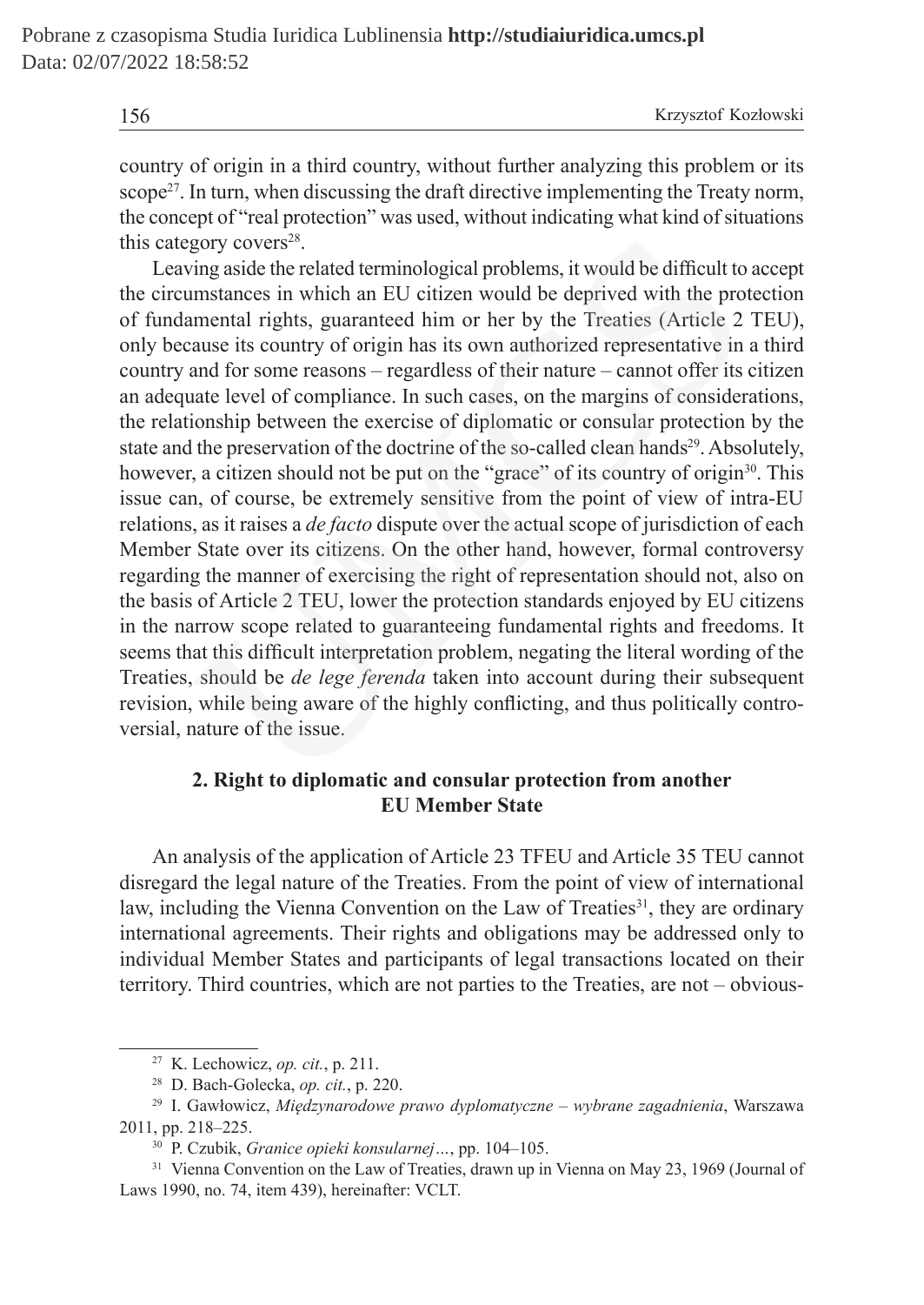country of origin in a third country, without further analyzing this problem or its scope[27]. In turn, when discussing the draft directive implementing the Treaty norm, the concept of "real protection" was used, without indicating what kind of situations this category covers[28].

Leaving aside the related terminological problems, it would be difficult to accept the circumstances in which an EU citizen would be deprived with the protection of fundamental rights, guaranteed him or her by the Treaties (Article 2 TEU), only because its country of origin has its own authorized representative in a third country and for some reasons – regardless of their nature – cannot offer its citizen an adequate level of compliance. In such cases, on the margins of considerations, the relationship between the exercise of diplomatic or consular protection by the state and the preservation of the doctrine of the so-called clean hands[29]. Absolutely, however, a citizen should not be put on the "grace" of its country of origin[30]. This issue can, of course, be extremely sensitive from the point of view of intra-EU relations, as it raises a *de facto* dispute over the actual scope of jurisdiction of each Member State over its citizens. On the other hand, however, formal controversy regarding the manner of exercising the right of representation should not, also on the basis of Article 2 TEU, lower the protection standards enjoyed by EU citizens in the narrow scope related to guaranteeing fundamental rights and freedoms. It seems that this difficult interpretation problem, negating the literal wording of the Treaties, should be *de lege ferenda* taken into account during their subsequent revision, while being aware of the highly conflicting, and thus politically controversial, nature of the issue.

## 2. Right to diplomatic and consular protection from another EU Member State

An analysis of the application of Article 23 TFEU and Article 35 TEU cannot disregard the legal nature of the Treaties. From the point of view of international law, including the Vienna Convention on the Law of Treaties[31], they are ordinary international agreements. Their rights and obligations may be addressed only to individual Member States and participants of legal transactions located on their territory. Third countries, which are not parties to the Treaties, are not – obvious-

---

[27] K. Lechowicz, *op. cit.*, p. 211.

[28] D. Bach-Golecka, *op. cit.*, p. 220.

[29] I. Gawłowicz, *Międzynarodowe prawo dyplomatyczne – wybrane zagadnienia*, Warszawa 2011, pp. 218–225.

[30] P. Czubik, *Granice opieki konsularnej…*, pp. 104–105.

[31] Vienna Convention on the Law of Treaties, drawn up in Vienna on May 23, 1969 (Journal of Laws 1990, no. 74, item 439), hereinafter: VCLT.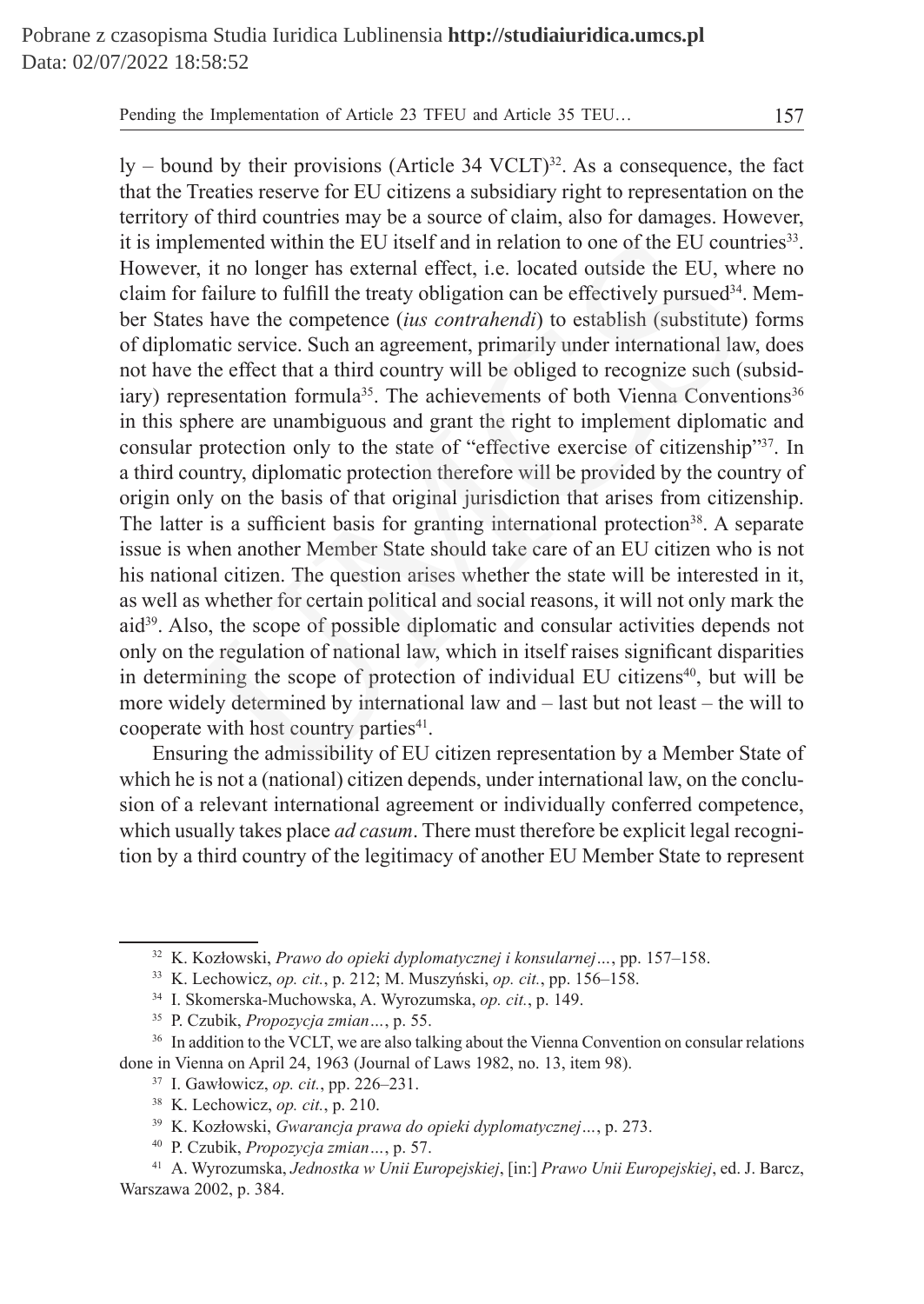ly – bound by their provisions (Article 34 VCLT)[32]. As a consequence, the fact that the Treaties reserve for EU citizens a subsidiary right to representation on the territory of third countries may be a source of claim, also for damages. However, it is implemented within the EU itself and in relation to one of the EU countries[33]. However, it no longer has external effect, i.e. located outside the EU, where no claim for failure to fulfill the treaty obligation can be effectively pursued[34]. Member States have the competence (*ius contrahendi*) to establish (substitute) forms of diplomatic service. Such an agreement, primarily under international law, does not have the effect that a third country will be obliged to recognize such (subsidiary) representation formula[35]. The achievements of both Vienna Conventions[36] in this sphere are unambiguous and grant the right to implement diplomatic and consular protection only to the state of "effective exercise of citizenship"[37]. In a third country, diplomatic protection therefore will be provided by the country of origin only on the basis of that original jurisdiction that arises from citizenship. The latter is a sufficient basis for granting international protection[38]. A separate issue is when another Member State should take care of an EU citizen who is not his national citizen. The question arises whether the state will be interested in it, as well as whether for certain political and social reasons, it will not only mark the aid[39]. Also, the scope of possible diplomatic and consular activities depends not only on the regulation of national law, which in itself raises significant disparities in determining the scope of protection of individual EU citizens[40], but will be more widely determined by international law and – last but not least – the will to cooperate with host country parties[41].

Ensuring the admissibility of EU citizen representation by a Member State of which he is not a (national) citizen depends, under international law, on the conclusion of a relevant international agreement or individually conferred competence, which usually takes place *ad casum*. There must therefore be explicit legal recognition by a third country of the legitimacy of another EU Member State to represent

---

[32] K. Kozłowski, *Prawo do opieki dyplomatycznej i konsularnej…*, pp. 157–158.

[33] K. Lechowicz, *op. cit.*, p. 212; M. Muszyński, *op. cit.*, pp. 156–158.

[34] I. Skomerska-Muchowska, A. Wyrozumska, *op. cit.*, p. 149.

[35] P. Czubik, *Propozycja zmian…*, p. 55.

[36] In addition to the VCLT, we are also talking about the Vienna Convention on consular relations done in Vienna on April 24, 1963 (Journal of Laws 1982, no. 13, item 98).

[37] I. Gawłowicz, *op. cit.*, pp. 226–231.

[38] K. Lechowicz, *op. cit.*, p. 210.

[39] K. Kozłowski, *Gwarancja prawa do opieki dyplomatycznej…*, p. 273.

[40] P. Czubik, *Propozycja zmian…*, p. 57.

[41] A. Wyrozumska, *Jednostka w Unii Europejskiej*, [in:] *Prawo Unii Europejskiej*, ed. J. Barcz, Warszawa 2002, p. 384.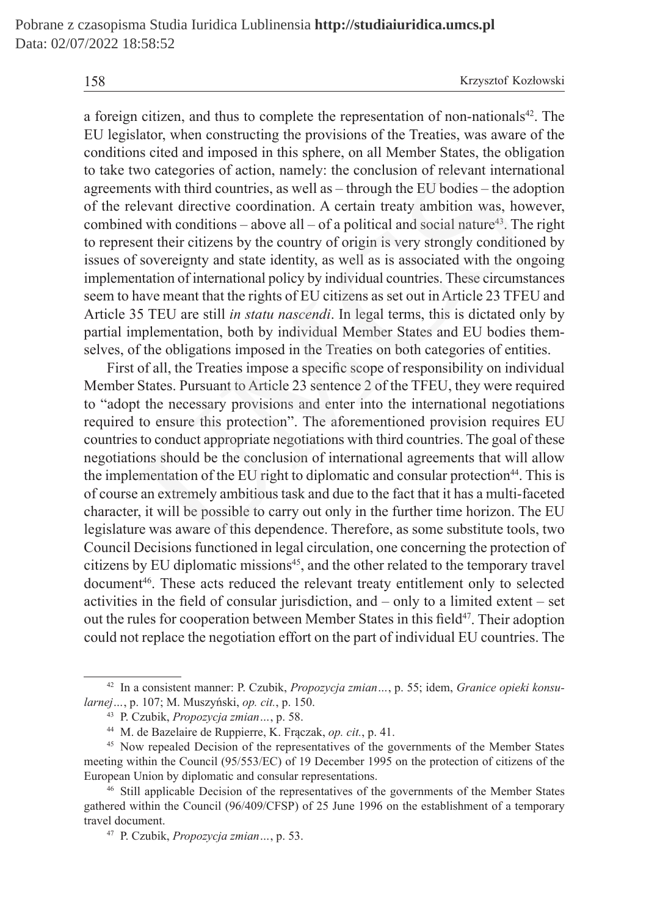a foreign citizen, and thus to complete the representation of non-nationals[42]. The EU legislator, when constructing the provisions of the Treaties, was aware of the conditions cited and imposed in this sphere, on all Member States, the obligation to take two categories of action, namely: the conclusion of relevant international agreements with third countries, as well as – through the EU bodies – the adoption of the relevant directive coordination. A certain treaty ambition was, however, combined with conditions – above all – of a political and social nature[43]. The right to represent their citizens by the country of origin is very strongly conditioned by issues of sovereignty and state identity, as well as is associated with the ongoing implementation of international policy by individual countries. These circumstances seem to have meant that the rights of EU citizens as set out in Article 23 TFEU and Article 35 TEU are still *in statu nascendi*. In legal terms, this is dictated only by partial implementation, both by individual Member States and EU bodies themselves, of the obligations imposed in the Treaties on both categories of entities.

First of all, the Treaties impose a specific scope of responsibility on individual Member States. Pursuant to Article 23 sentence 2 of the TFEU, they were required to "adopt the necessary provisions and enter into the international negotiations required to ensure this protection". The aforementioned provision requires EU countries to conduct appropriate negotiations with third countries. The goal of these negotiations should be the conclusion of international agreements that will allow the implementation of the EU right to diplomatic and consular protection[44]. This is of course an extremely ambitious task and due to the fact that it has a multi-faceted character, it will be possible to carry out only in the further time horizon. The EU legislature was aware of this dependence. Therefore, as some substitute tools, two Council Decisions functioned in legal circulation, one concerning the protection of citizens by EU diplomatic missions[45], and the other related to the temporary travel document[46]. These acts reduced the relevant treaty entitlement only to selected activities in the field of consular jurisdiction, and – only to a limited extent – set out the rules for cooperation between Member States in this field[47]. Their adoption could not replace the negotiation effort on the part of individual EU countries. The

---

[42] In a consistent manner: P. Czubik, *Propozycja zmian…*, p. 55; idem, *Granice opieki konsularnej…*, p. 107; M. Muszyński, *op. cit.*, p. 150.

[43] P. Czubik, *Propozycja zmian…*, p. 58.

[44] M. de Bazelaire de Ruppierre, K. Frączak, *op. cit.*, p. 41.

[45] Now repealed Decision of the representatives of the governments of the Member States meeting within the Council (95/553/EC) of 19 December 1995 on the protection of citizens of the European Union by diplomatic and consular representations.

[46] Still applicable Decision of the representatives of the governments of the Member States gathered within the Council (96/409/CFSP) of 25 June 1996 on the establishment of a temporary travel document.

[47] P. Czubik, *Propozycja zmian…*, p. 53.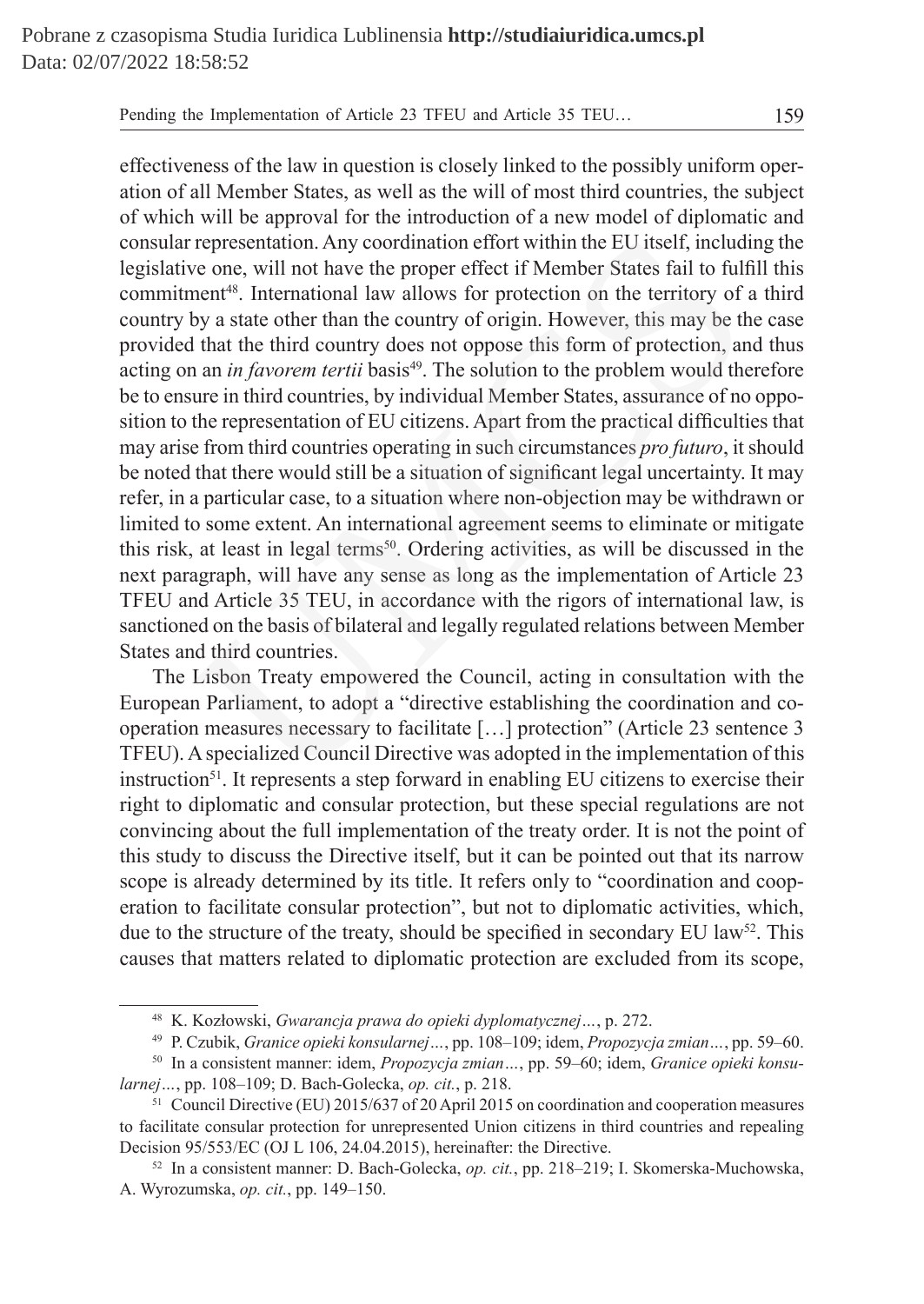effectiveness of the law in question is closely linked to the possibly uniform operation of all Member States, as well as the will of most third countries, the subject of which will be approval for the introduction of a new model of diplomatic and consular representation. Any coordination effort within the EU itself, including the legislative one, will not have the proper effect if Member States fail to fulfill this commitment[48]. International law allows for protection on the territory of a third country by a state other than the country of origin. However, this may be the case provided that the third country does not oppose this form of protection, and thus acting on an *in favorem tertii* basis[49]. The solution to the problem would therefore be to ensure in third countries, by individual Member States, assurance of no opposition to the representation of EU citizens. Apart from the practical difficulties that may arise from third countries operating in such circumstances *pro futuro*, it should be noted that there would still be a situation of significant legal uncertainty. It may refer, in a particular case, to a situation where non-objection may be withdrawn or limited to some extent. An international agreement seems to eliminate or mitigate this risk, at least in legal terms[50]. Ordering activities, as will be discussed in the next paragraph, will have any sense as long as the implementation of Article 23 TFEU and Article 35 TEU, in accordance with the rigors of international law, is sanctioned on the basis of bilateral and legally regulated relations between Member States and third countries.

The Lisbon Treaty empowered the Council, acting in consultation with the European Parliament, to adopt a "directive establishing the coordination and cooperation measures necessary to facilitate […] protection" (Article 23 sentence 3 TFEU). A specialized Council Directive was adopted in the implementation of this instruction[51]. It represents a step forward in enabling EU citizens to exercise their right to diplomatic and consular protection, but these special regulations are not convincing about the full implementation of the treaty order. It is not the point of this study to discuss the Directive itself, but it can be pointed out that its narrow scope is already determined by its title. It refers only to "coordination and cooperation to facilitate consular protection", but not to diplomatic activities, which, due to the structure of the treaty, should be specified in secondary EU law[52]. This causes that matters related to diplomatic protection are excluded from its scope,

---

[48] K. Kozłowski, *Gwarancja prawa do opieki dyplomatycznej…*, p. 272.

[49] P. Czubik, *Granice opieki konsularnej…*, pp. 108–109; idem, *Propozycja zmian…*, pp. 59–60.

[50] In a consistent manner: idem, *Propozycja zmian…*, pp. 59–60; idem, *Granice opieki konsularnej…*, pp. 108–109; D. Bach-Golecka, *op. cit.*, p. 218.

[51] Council Directive (EU) 2015/637 of 20 April 2015 on coordination and cooperation measures to facilitate consular protection for unrepresented Union citizens in third countries and repealing Decision 95/553/EC (OJ L 106, 24.04.2015), hereinafter: the Directive.

[52] In a consistent manner: D. Bach-Golecka, *op. cit.*, pp. 218–219; I. Skomerska-Muchowska, A. Wyrozumska, *op. cit.*, pp. 149–150.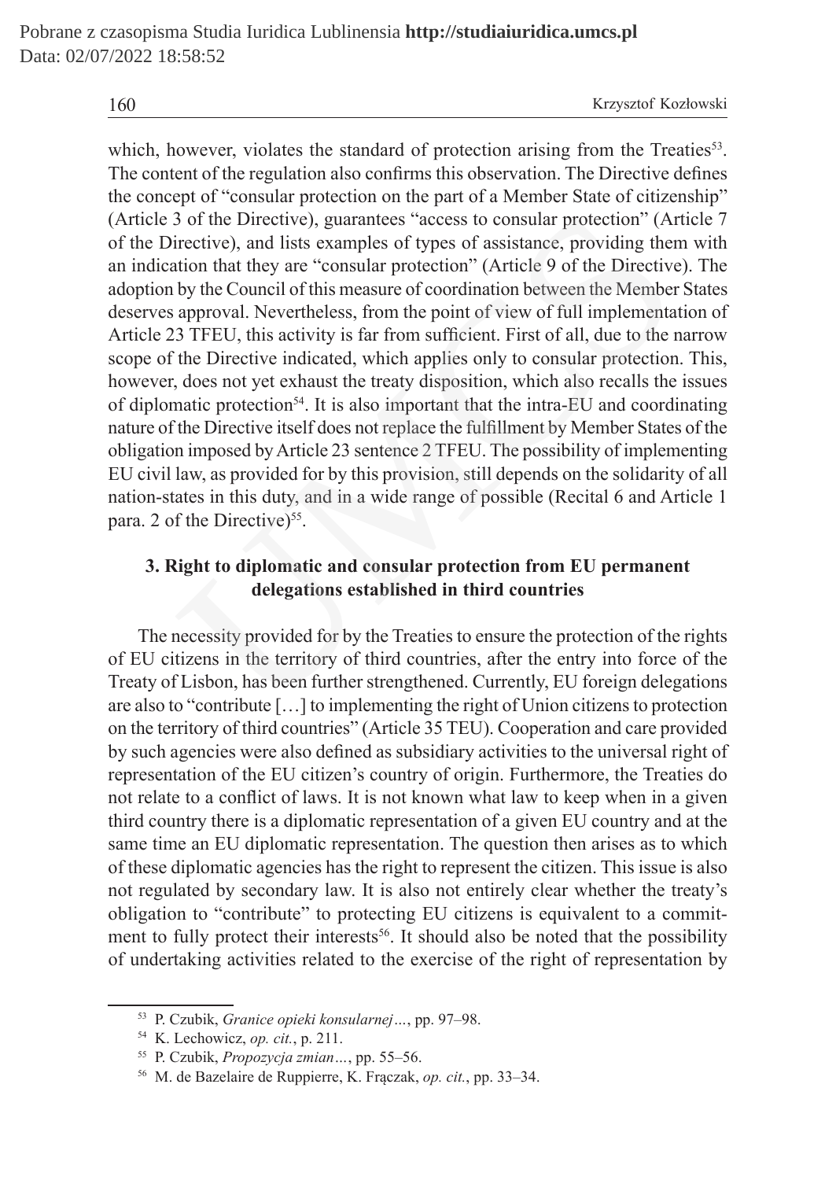which, however, violates the standard of protection arising from the Treaties[53]. The content of the regulation also confirms this observation. The Directive defines the concept of "consular protection on the part of a Member State of citizenship" (Article 3 of the Directive), guarantees "access to consular protection" (Article 7 of the Directive), and lists examples of types of assistance, providing them with an indication that they are "consular protection" (Article 9 of the Directive). The adoption by the Council of this measure of coordination between the Member States deserves approval. Nevertheless, from the point of view of full implementation of Article 23 TFEU, this activity is far from sufficient. First of all, due to the narrow scope of the Directive indicated, which applies only to consular protection. This, however, does not yet exhaust the treaty disposition, which also recalls the issues of diplomatic protection[54]. It is also important that the intra-EU and coordinating nature of the Directive itself does not replace the fulfillment by Member States of the obligation imposed by Article 23 sentence 2 TFEU. The possibility of implementing EU civil law, as provided for by this provision, still depends on the solidarity of all nation-states in this duty, and in a wide range of possible (Recital 6 and Article 1 para. 2 of the Directive)[55].

## 3. Right to diplomatic and consular protection from EU permanent delegations established in third countries

The necessity provided for by the Treaties to ensure the protection of the rights of EU citizens in the territory of third countries, after the entry into force of the Treaty of Lisbon, has been further strengthened. Currently, EU foreign delegations are also to "contribute […] to implementing the right of Union citizens to protection on the territory of third countries" (Article 35 TEU). Cooperation and care provided by such agencies were also defined as subsidiary activities to the universal right of representation of the EU citizen's country of origin. Furthermore, the Treaties do not relate to a conflict of laws. It is not known what law to keep when in a given third country there is a diplomatic representation of a given EU country and at the same time an EU diplomatic representation. The question then arises as to which of these diplomatic agencies has the right to represent the citizen. This issue is also not regulated by secondary law. It is also not entirely clear whether the treaty's obligation to "contribute" to protecting EU citizens is equivalent to a commitment to fully protect their interests[56]. It should also be noted that the possibility of undertaking activities related to the exercise of the right of representation by

---

[53] P. Czubik, *Granice opieki konsularnej…*, pp. 97–98.

[54] K. Lechowicz, *op. cit.*, p. 211.

[55] P. Czubik, *Propozycja zmian…*, pp. 55–56.

[56] M. de Bazelaire de Ruppierre, K. Frączak, *op. cit.*, pp. 33–34.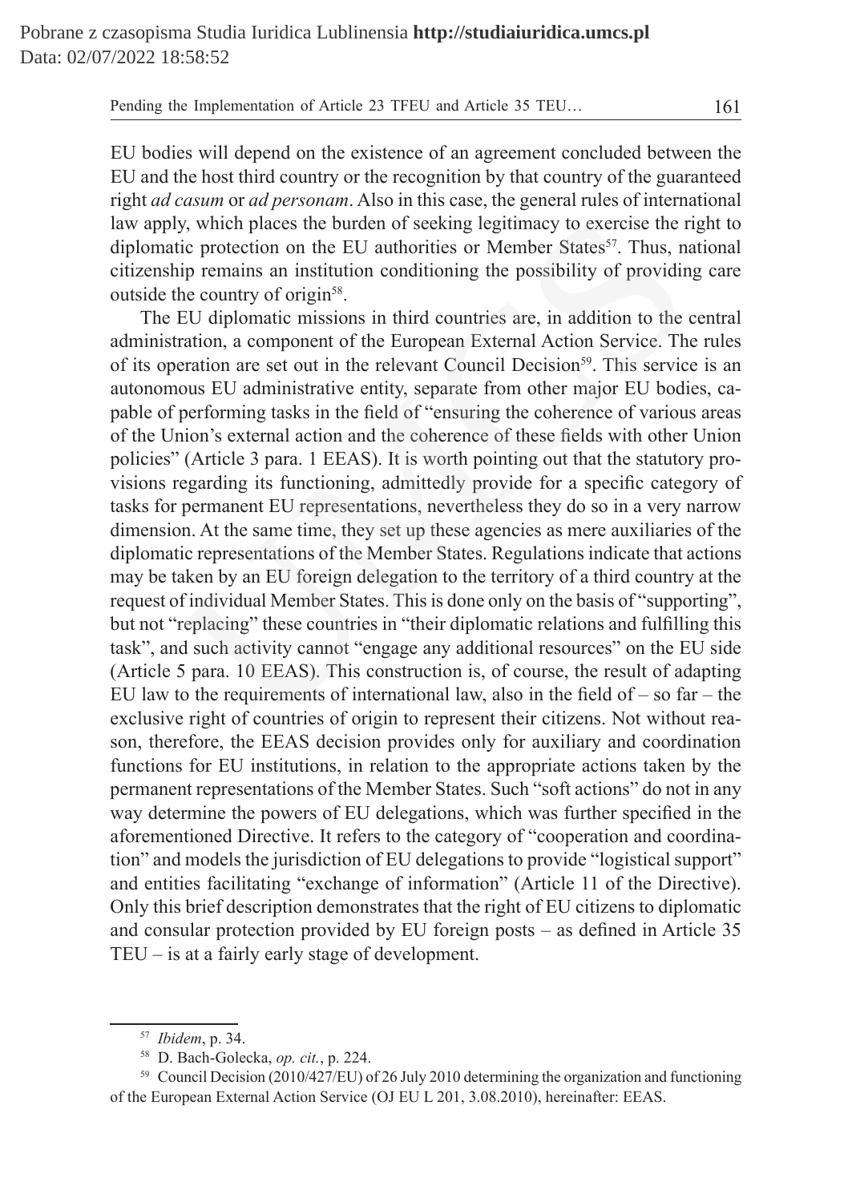EU bodies will depend on the existence of an agreement concluded between the EU and the host third country or the recognition by that country of the guaranteed right *ad casum* or *ad personam*. Also in this case, the general rules of international law apply, which places the burden of seeking legitimacy to exercise the right to diplomatic protection on the EU authorities or Member States[57]. Thus, national citizenship remains an institution conditioning the possibility of providing care outside the country of origin[58].

The EU diplomatic missions in third countries are, in addition to the central administration, a component of the European External Action Service. The rules of its operation are set out in the relevant Council Decision[59]. This service is an autonomous EU administrative entity, separate from other major EU bodies, capable of performing tasks in the field of "ensuring the coherence of various areas of the Union's external action and the coherence of these fields with other Union policies" (Article 3 para. 1 EEAS). It is worth pointing out that the statutory provisions regarding its functioning, admittedly provide for a specific category of tasks for permanent EU representations, nevertheless they do so in a very narrow dimension. At the same time, they set up these agencies as mere auxiliaries of the diplomatic representations of the Member States. Regulations indicate that actions may be taken by an EU foreign delegation to the territory of a third country at the request of individual Member States. This is done only on the basis of "supporting", but not "replacing" these countries in "their diplomatic relations and fulfilling this task", and such activity cannot "engage any additional resources" on the EU side (Article 5 para. 10 EEAS). This construction is, of course, the result of adapting EU law to the requirements of international law, also in the field of – so far – the exclusive right of countries of origin to represent their citizens. Not without reason, therefore, the EEAS decision provides only for auxiliary and coordination functions for EU institutions, in relation to the appropriate actions taken by the permanent representations of the Member States. Such "soft actions" do not in any way determine the powers of EU delegations, which was further specified in the aforementioned Directive. It refers to the category of "cooperation and coordination" and models the jurisdiction of EU delegations to provide "logistical support" and entities facilitating "exchange of information" (Article 11 of the Directive). Only this brief description demonstrates that the right of EU citizens to diplomatic and consular protection provided by EU foreign posts – as defined in Article 35 TEU – is at a fairly early stage of development.

---

[57] *Ibidem*, p. 34.

[58] D. Bach-Golecka, *op. cit.*, p. 224.

[59] Council Decision (2010/427/EU) of 26 July 2010 determining the organization and functioning of the European External Action Service (OJ EU L 201, 3.08.2010), hereinafter: EEAS.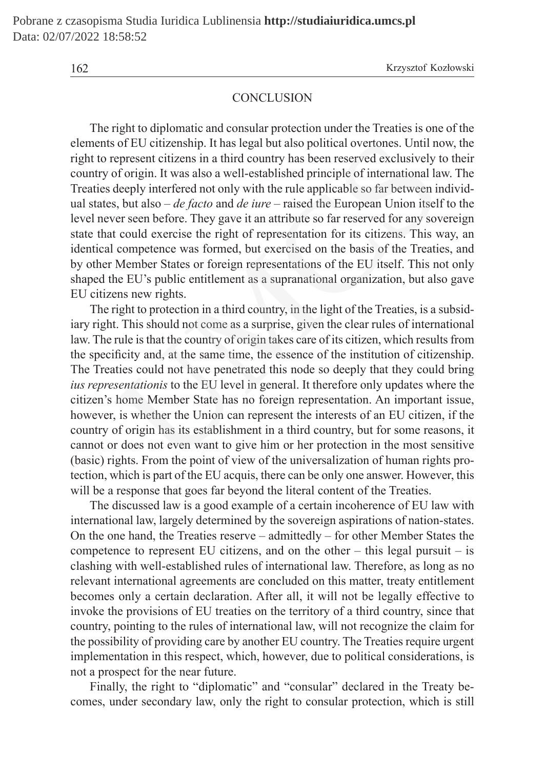## CONCLUSION

The right to diplomatic and consular protection under the Treaties is one of the elements of EU citizenship. It has legal but also political overtones. Until now, the right to represent citizens in a third country has been reserved exclusively to their country of origin. It was also a well-established principle of international law. The Treaties deeply interfered not only with the rule applicable so far between individual states, but also – *de facto* and *de iure* – raised the European Union itself to the level never seen before. They gave it an attribute so far reserved for any sovereign state that could exercise the right of representation for its citizens. This way, an identical competence was formed, but exercised on the basis of the Treaties, and by other Member States or foreign representations of the EU itself. This not only shaped the EU's public entitlement as a supranational organization, but also gave EU citizens new rights.

The right to protection in a third country, in the light of the Treaties, is a subsidiary right. This should not come as a surprise, given the clear rules of international law. The rule is that the country of origin takes care of its citizen, which results from the specificity and, at the same time, the essence of the institution of citizenship. The Treaties could not have penetrated this node so deeply that they could bring *ius representationis* to the EU level in general. It therefore only updates where the citizen's home Member State has no foreign representation. An important issue, however, is whether the Union can represent the interests of an EU citizen, if the country of origin has its establishment in a third country, but for some reasons, it cannot or does not even want to give him or her protection in the most sensitive (basic) rights. From the point of view of the universalization of human rights protection, which is part of the EU acquis, there can be only one answer. However, this will be a response that goes far beyond the literal content of the Treaties.

The discussed law is a good example of a certain incoherence of EU law with international law, largely determined by the sovereign aspirations of nation-states. On the one hand, the Treaties reserve – admittedly – for other Member States the competence to represent EU citizens, and on the other – this legal pursuit – is clashing with well-established rules of international law. Therefore, as long as no relevant international agreements are concluded on this matter, treaty entitlement becomes only a certain declaration. After all, it will not be legally effective to invoke the provisions of EU treaties on the territory of a third country, since that country, pointing to the rules of international law, will not recognize the claim for the possibility of providing care by another EU country. The Treaties require urgent implementation in this respect, which, however, due to political considerations, is not a prospect for the near future.

Finally, the right to "diplomatic" and "consular" declared in the Treaty becomes, under secondary law, only the right to consular protection, which is still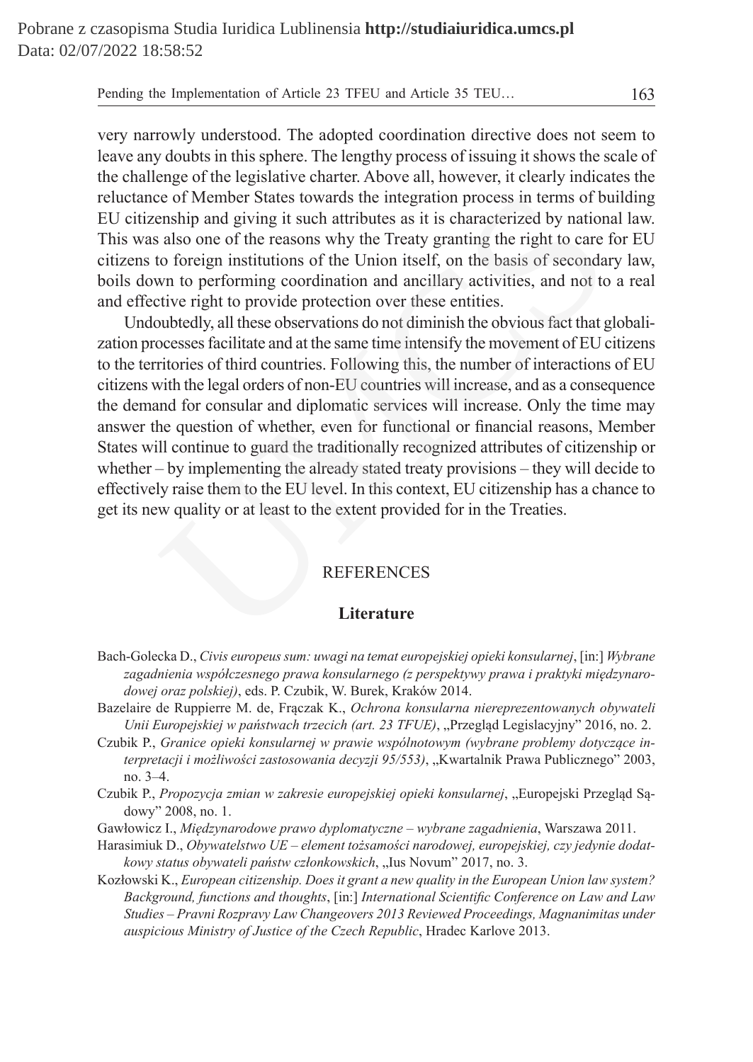very narrowly understood. The adopted coordination directive does not seem to leave any doubts in this sphere. The lengthy process of issuing it shows the scale of the challenge of the legislative charter. Above all, however, it clearly indicates the reluctance of Member States towards the integration process in terms of building EU citizenship and giving it such attributes as it is characterized by national law. This was also one of the reasons why the Treaty granting the right to care for EU citizens to foreign institutions of the Union itself, on the basis of secondary law, boils down to performing coordination and ancillary activities, and not to a real and effective right to provide protection over these entities.

Undoubtedly, all these observations do not diminish the obvious fact that globalization processes facilitate and at the same time intensify the movement of EU citizens to the territories of third countries. Following this, the number of interactions of EU citizens with the legal orders of non-EU countries will increase, and as a consequence the demand for consular and diplomatic services will increase. Only the time may answer the question of whether, even for functional or financial reasons, Member States will continue to guard the traditionally recognized attributes of citizenship or whether – by implementing the already stated treaty provisions – they will decide to effectively raise them to the EU level. In this context, EU citizenship has a chance to get its new quality or at least to the extent provided for in the Treaties.

## REFERENCES

### Literature

Bach-Golecka D., *Civis europeus sum: uwagi na temat europejskiej opieki konsularnej*, [in:] *Wybrane zagadnienia współczesnego prawa konsularnego (z perspektywy prawa i praktyki międzynarodowej oraz polskiej)*, eds. P. Czubik, W. Burek, Kraków 2014.

Bazelaire de Ruppierre M. de, Frączak K., *Ochrona konsularna niereprezentowanych obywateli Unii Europejskiej w państwach trzecich (art. 23 TFUE)*, „Przegląd Legislacyjny" 2016, no. 2.

Czubik P., *Granice opieki konsularnej w prawie wspólnotowym (wybrane problemy dotyczące interpretacji i możliwości zastosowania decyzji 95/553)*, „Kwartalnik Prawa Publicznego" 2003, no. 3–4.

Czubik P., *Propozycja zmian w zakresie europejskiej opieki konsularnej*, „Europejski Przegląd Sądowy" 2008, no. 1.

Gawłowicz I., *Międzynarodowe prawo dyplomatyczne – wybrane zagadnienia*, Warszawa 2011.

Harasimiuk D., *Obywatelstwo UE – element tożsamości narodowej, europejskiej, czy jedynie dodatkowy status obywateli państw członkowskich*, „Ius Novum" 2017, no. 3.

Kozłowski K., *European citizenship. Does it grant a new quality in the European Union law system? Background, functions and thoughts*, [in:] *International Scientific Conference on Law and Law Studies – Pravni Rozpravy Law Changeovers 2013 Reviewed Proceedings, Magnanimitas under auspicious Ministry of Justice of the Czech Republic*, Hradec Karlove 2013.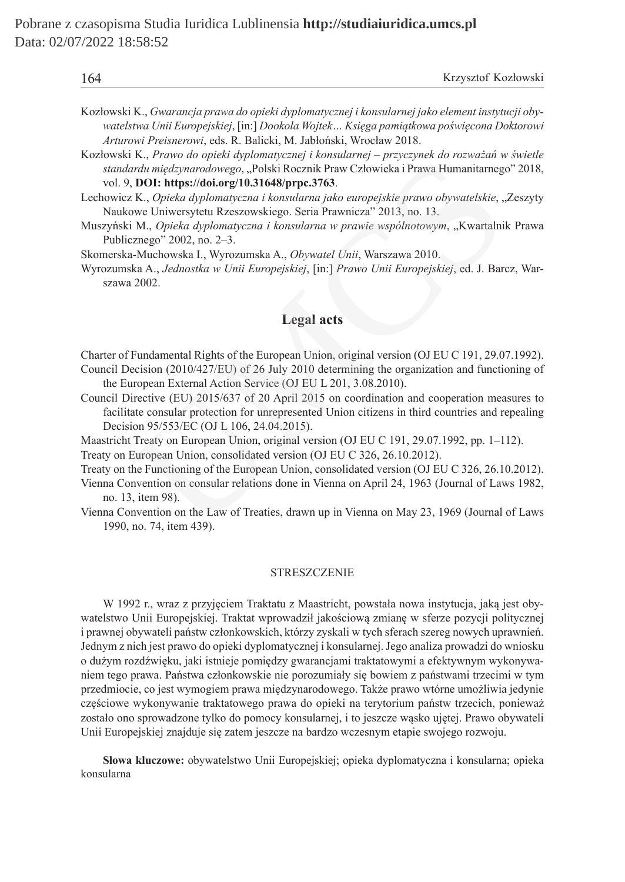Kozłowski K., *Gwarancja prawa do opieki dyplomatycznej i konsularnej jako element instytucji obywatelstwa Unii Europejskiej*, [in:] *Dookoła Wojtek… Księga pamiątkowa poświęcona Doktorowi Arturowi Preisnerowi*, eds. R. Balicki, M. Jabłoński, Wrocław 2018.

Kozłowski K., *Prawo do opieki dyplomatycznej i konsularnej – przyczynek do rozważań w świetle standardu międzynarodowego*, „Polski Rocznik Praw Człowieka i Prawa Humanitarnego" 2018, vol. 9, **DOI: https://doi.org/10.31648/prpc.3763**.

Lechowicz K., *Opieka dyplomatyczna i konsularna jako europejskie prawo obywatelskie*, „Zeszyty Naukowe Uniwersytetu Rzeszowskiego. Seria Prawnicza" 2013, no. 13.

Muszyński M., *Opieka dyplomatyczna i konsularna w prawie wspólnotowym*, „Kwartalnik Prawa Publicznego" 2002, no. 2–3.

Skomerska-Muchowska I., Wyrozumska A., *Obywatel Unii*, Warszawa 2010.

Wyrozumska A., *Jednostka w Unii Europejskiej*, [in:] *Prawo Unii Europejskiej*, ed. J. Barcz, Warszawa 2002.

## Legal acts

Charter of Fundamental Rights of the European Union, original version (OJ EU C 191, 29.07.1992).

Council Decision (2010/427/EU) of 26 July 2010 determining the organization and functioning of the European External Action Service (OJ EU L 201, 3.08.2010).

Council Directive (EU) 2015/637 of 20 April 2015 on coordination and cooperation measures to facilitate consular protection for unrepresented Union citizens in third countries and repealing Decision 95/553/EC (OJ L 106, 24.04.2015).

Maastricht Treaty on European Union, original version (OJ EU C 191, 29.07.1992, pp. 1–112).

Treaty on European Union, consolidated version (OJ EU C 326, 26.10.2012).

Treaty on the Functioning of the European Union, consolidated version (OJ EU C 326, 26.10.2012).

Vienna Convention on consular relations done in Vienna on April 24, 1963 (Journal of Laws 1982, no. 13, item 98).

Vienna Convention on the Law of Treaties, drawn up in Vienna on May 23, 1969 (Journal of Laws 1990, no. 74, item 439).

## STRESZCZENIE

W 1992 r., wraz z przyjęciem Traktatu z Maastricht, powstała nowa instytucja, jaką jest obywatelstwo Unii Europejskiej. Traktat wprowadził jakościową zmianę w sferze pozycji politycznej i prawnej obywateli państw członkowskich, którzy zyskali w tych sferach szereg nowych uprawnień. Jednym z nich jest prawo do opieki dyplomatycznej i konsularnej. Jego analiza prowadzi do wniosku o dużym rozdźwięku, jaki istnieje pomiędzy gwarancjami traktatowymi a efektywnym wykonywaniem tego prawa. Państwa członkowskie nie porozumiały się bowiem z państwami trzecimi w tym przedmiocie, co jest wymogiem prawa międzynarodowego. Także prawo wtórne umożliwia jedynie częściowe wykonywanie traktatowego prawa do opieki na terytorium państw trzecich, ponieważ zostało ono sprowadzone tylko do pomocy konsularnej, i to jeszcze wąsko ujętej. Prawo obywateli Unii Europejskiej znajduje się zatem jeszcze na bardzo wczesnym etapie swojego rozwoju.

**Słowa kluczowe:** obywatelstwo Unii Europejskiej; opieka dyplomatyczna i konsularna; opieka konsularna